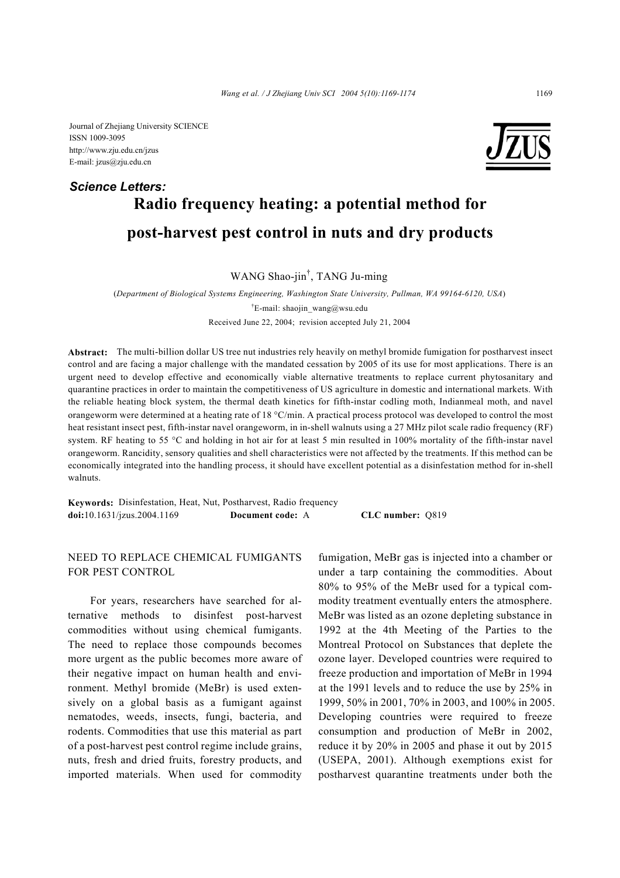Journal of Zhejiang University SCIENCE
ISSN 1009-3095
http://www.zju.edu.cn/jzus
E-mail: jzus@zju.edu.cn

***Science Letters:***

# Radio frequency heating: a potential method for post-harvest pest control in nuts and dry products

WANG Shao-jin[†], TANG Ju-ming

(*Department of Biological Systems Engineering, Washington State University, Pullman, WA 99164-6120, USA*)

[†]E-mail: shaojin_wang@wsu.edu

Received June 22, 2004; revision accepted July 21, 2004

**Abstract:** The multi-billion dollar US tree nut industries rely heavily on methyl bromide fumigation for postharvest insect control and are facing a major challenge with the mandated cessation by 2005 of its use for most applications. There is an urgent need to develop effective and economically viable alternative treatments to replace current phytosanitary and quarantine practices in order to maintain the competitiveness of US agriculture in domestic and international markets. With the reliable heating block system, the thermal death kinetics for fifth-instar codling moth, Indianmeal moth, and navel orangeworm were determined at a heating rate of 18 °C/min. A practical process protocol was developed to control the most heat resistant insect pest, fifth-instar navel orangeworm, in in-shell walnuts using a 27 MHz pilot scale radio frequency (RF) system. RF heating to 55 °C and holding in hot air for at least 5 min resulted in 100% mortality of the fifth-instar navel orangeworm. Rancidity, sensory qualities and shell characteristics were not affected by the treatments. If this method can be economically integrated into the handling process, it should have excellent potential as a disinfestation method for in-shell walnuts.

**Keywords:** Disinfestation, Heat, Nut, Postharvest, Radio frequency

**doi:**10.1631/jzus.2004.1169 **Document code:** A **CLC number:** Q819

## NEED TO REPLACE CHEMICAL FUMIGANTS FOR PEST CONTROL

For years, researchers have searched for alternative methods to disinfest post-harvest commodities without using chemical fumigants. The need to replace those compounds becomes more urgent as the public becomes more aware of their negative impact on human health and environment. Methyl bromide (MeBr) is used extensively on a global basis as a fumigant against nematodes, weeds, insects, fungi, bacteria, and rodents. Commodities that use this material as part of a post-harvest pest control regime include grains, nuts, fresh and dried fruits, forestry products, and imported materials. When used for commodity fumigation, MeBr gas is injected into a chamber or under a tarp containing the commodities. About 80% to 95% of the MeBr used for a typical commodity treatment eventually enters the atmosphere. MeBr was listed as an ozone depleting substance in 1992 at the 4th Meeting of the Parties to the Montreal Protocol on Substances that deplete the ozone layer. Developed countries were required to freeze production and importation of MeBr in 1994 at the 1991 levels and to reduce the use by 25% in 1999, 50% in 2001, 70% in 2003, and 100% in 2005. Developing countries were required to freeze consumption and production of MeBr in 2002, reduce it by 20% in 2005 and phase it out by 2015 (USEPA, 2001). Although exemptions exist for postharvest quarantine treatments under both the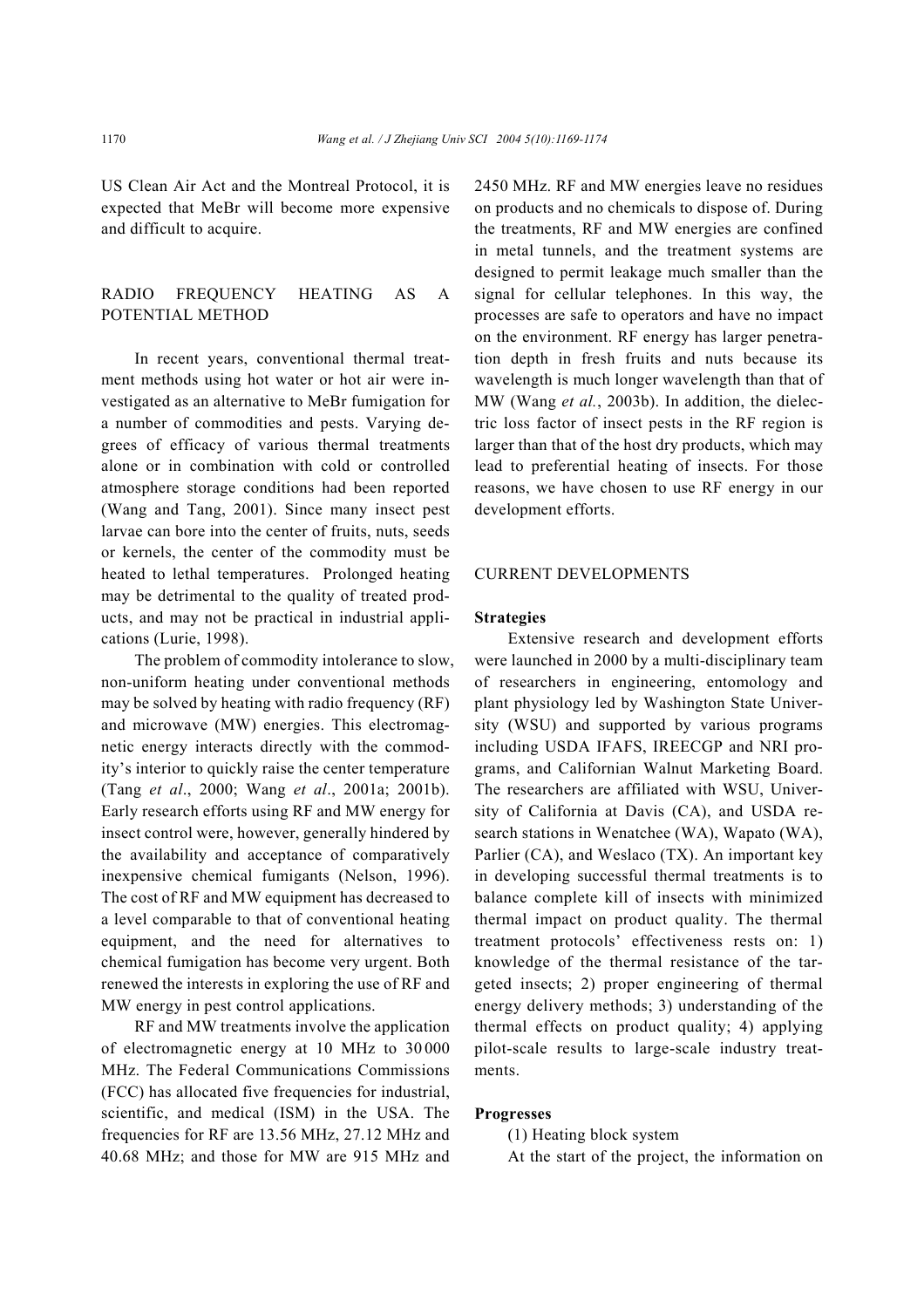US Clean Air Act and the Montreal Protocol, it is expected that MeBr will become more expensive and difficult to acquire.

## RADIO FREQUENCY HEATING AS A POTENTIAL METHOD

In recent years, conventional thermal treatment methods using hot water or hot air were investigated as an alternative to MeBr fumigation for a number of commodities and pests. Varying degrees of efficacy of various thermal treatments alone or in combination with cold or controlled atmosphere storage conditions had been reported (Wang and Tang, 2001). Since many insect pest larvae can bore into the center of fruits, nuts, seeds or kernels, the center of the commodity must be heated to lethal temperatures. Prolonged heating may be detrimental to the quality of treated products, and may not be practical in industrial applications (Lurie, 1998).

The problem of commodity intolerance to slow, non-uniform heating under conventional methods may be solved by heating with radio frequency (RF) and microwave (MW) energies. This electromagnetic energy interacts directly with the commodity's interior to quickly raise the center temperature (Tang *et al*., 2000; Wang *et al*., 2001a; 2001b). Early research efforts using RF and MW energy for insect control were, however, generally hindered by the availability and acceptance of comparatively inexpensive chemical fumigants (Nelson, 1996). The cost of RF and MW equipment has decreased to a level comparable to that of conventional heating equipment, and the need for alternatives to chemical fumigation has become very urgent. Both renewed the interests in exploring the use of RF and MW energy in pest control applications.

RF and MW treatments involve the application of electromagnetic energy at 10 MHz to 30000 MHz. The Federal Communications Commissions (FCC) has allocated five frequencies for industrial, scientific, and medical (ISM) in the USA. The frequencies for RF are 13.56 MHz, 27.12 MHz and 40.68 MHz; and those for MW are 915 MHz and 2450 MHz. RF and MW energies leave no residues on products and no chemicals to dispose of. During the treatments, RF and MW energies are confined in metal tunnels, and the treatment systems are designed to permit leakage much smaller than the signal for cellular telephones. In this way, the processes are safe to operators and have no impact on the environment. RF energy has larger penetration depth in fresh fruits and nuts because its wavelength is much longer wavelength than that of MW (Wang *et al.*, 2003b). In addition, the dielectric loss factor of insect pests in the RF region is larger than that of the host dry products, which may lead to preferential heating of insects. For those reasons, we have chosen to use RF energy in our development efforts.

## CURRENT DEVELOPMENTS

### Strategies

Extensive research and development efforts were launched in 2000 by a multi-disciplinary team of researchers in engineering, entomology and plant physiology led by Washington State University (WSU) and supported by various programs including USDA IFAFS, IREECGP and NRI programs, and Californian Walnut Marketing Board. The researchers are affiliated with WSU, University of California at Davis (CA), and USDA research stations in Wenatchee (WA), Wapato (WA), Parlier (CA), and Weslaco (TX). An important key in developing successful thermal treatments is to balance complete kill of insects with minimized thermal impact on product quality. The thermal treatment protocols' effectiveness rests on: 1) knowledge of the thermal resistance of the targeted insects; 2) proper engineering of thermal energy delivery methods; 3) understanding of the thermal effects on product quality; 4) applying pilot-scale results to large-scale industry treatments.

### Progresses

(1) Heating block system

At the start of the project, the information on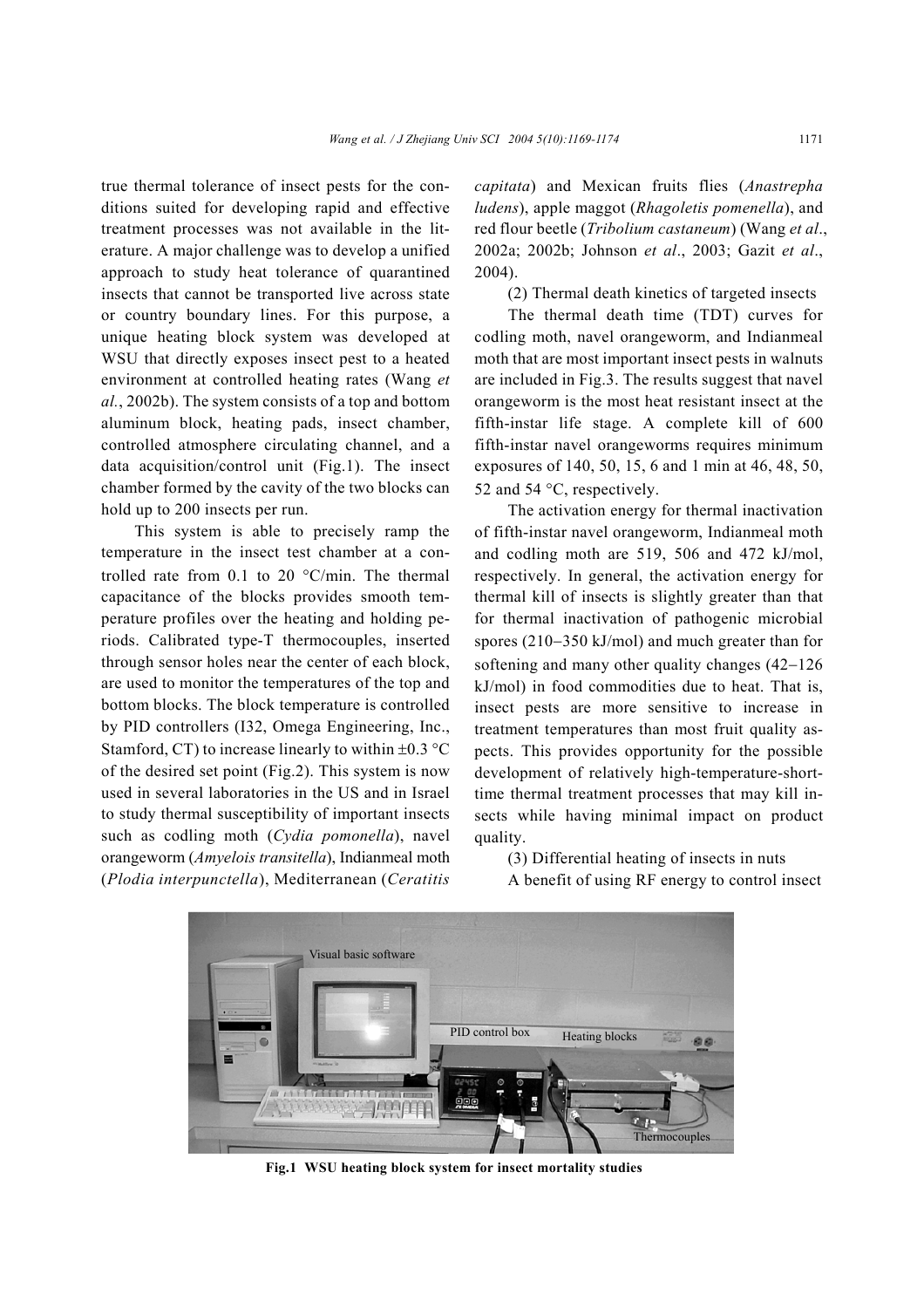true thermal tolerance of insect pests for the conditions suited for developing rapid and effective treatment processes was not available in the literature. A major challenge was to develop a unified approach to study heat tolerance of quarantined insects that cannot be transported live across state or country boundary lines. For this purpose, a unique heating block system was developed at WSU that directly exposes insect pest to a heated environment at controlled heating rates (Wang *et al.*, 2002b). The system consists of a top and bottom aluminum block, heating pads, insect chamber, controlled atmosphere circulating channel, and a data acquisition/control unit (Fig.1). The insect chamber formed by the cavity of the two blocks can hold up to 200 insects per run.

This system is able to precisely ramp the temperature in the insect test chamber at a controlled rate from 0.1 to 20 °C/min. The thermal capacitance of the blocks provides smooth temperature profiles over the heating and holding periods. Calibrated type-T thermocouples, inserted through sensor holes near the center of each block, are used to monitor the temperatures of the top and bottom blocks. The block temperature is controlled by PID controllers (I32, Omega Engineering, Inc., Stamford, CT) to increase linearly to within ±0.3 °C of the desired set point (Fig.2). This system is now used in several laboratories in the US and in Israel to study thermal susceptibility of important insects such as codling moth (*Cydia pomonella*), navel orangeworm (*Amyelois transitella*), Indianmeal moth (*Plodia interpunctella*), Mediterranean (*Ceratitis capitata*) and Mexican fruits flies (*Anastrepha ludens*), apple maggot (*Rhagoletis pomenella*), and red flour beetle (*Tribolium castaneum*) (Wang *et al*., 2002a; 2002b; Johnson *et al*., 2003; Gazit *et al*., 2004).

(2) Thermal death kinetics of targeted insects

The thermal death time (TDT) curves for codling moth, navel orangeworm, and Indianmeal moth that are most important insect pests in walnuts are included in Fig.3. The results suggest that navel orangeworm is the most heat resistant insect at the fifth-instar life stage. A complete kill of 600 fifth-instar navel orangeworms requires minimum exposures of 140, 50, 15, 6 and 1 min at 46, 48, 50, 52 and 54 °C, respectively.

The activation energy for thermal inactivation of fifth-instar navel orangeworm, Indianmeal moth and codling moth are 519, 506 and 472 kJ/mol, respectively. In general, the activation energy for thermal kill of insects is slightly greater than that for thermal inactivation of pathogenic microbial spores (210−350 kJ/mol) and much greater than for softening and many other quality changes (42−126 kJ/mol) in food commodities due to heat. That is, insect pests are more sensitive to increase in treatment temperatures than most fruit quality aspects. This provides opportunity for the possible development of relatively high-temperature-short-time thermal treatment processes that may kill insects while having minimal impact on product quality.

(3) Differential heating of insects in nuts

A benefit of using RF energy to control insect

**Fig.1 WSU heating block system for insect mortality studies**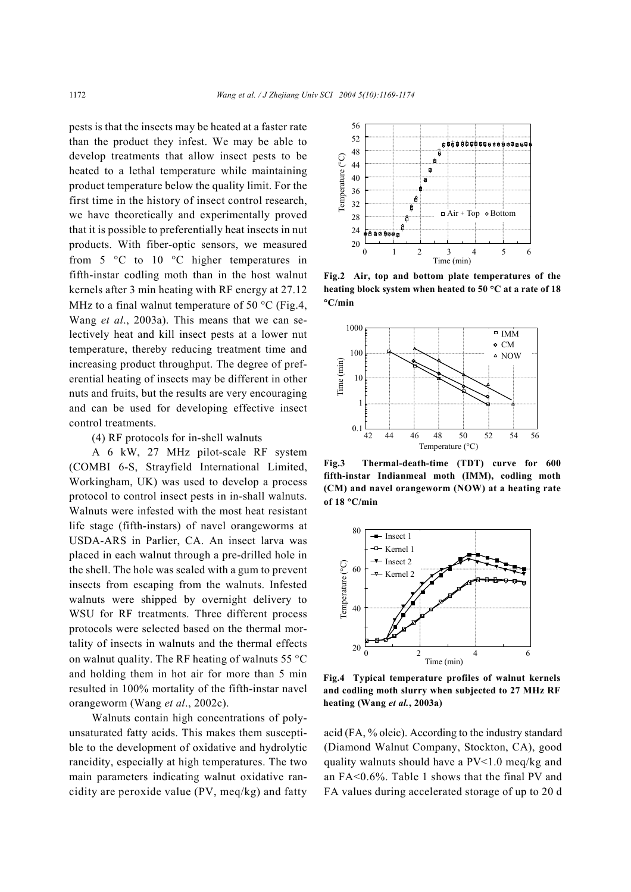pests is that the insects may be heated at a faster rate than the product they infest. We may be able to develop treatments that allow insect pests to be heated to a lethal temperature while maintaining product temperature below the quality limit. For the first time in the history of insect control research, we have theoretically and experimentally proved that it is possible to preferentially heat insects in nut products. With fiber-optic sensors, we measured from 5 °C to 10 °C higher temperatures in fifth-instar codling moth than in the host walnut kernels after 3 min heating with RF energy at 27.12 MHz to a final walnut temperature of 50 °C (Fig.4, Wang *et al*., 2003a). This means that we can selectively heat and kill insect pests at a lower nut temperature, thereby reducing treatment time and increasing product throughput. The degree of preferential heating of insects may be different in other nuts and fruits, but the results are very encouraging and can be used for developing effective insect control treatments.

(4) RF protocols for in-shell walnuts

A 6 kW, 27 MHz pilot-scale RF system (COMBI 6-S, Strayfield International Limited, Workingham, UK) was used to develop a process protocol to control insect pests in in-shall walnuts. Walnuts were infested with the most heat resistant life stage (fifth-instars) of navel orangeworms at USDA-ARS in Parlier, CA. An insect larva was placed in each walnut through a pre-drilled hole in the shell. The hole was sealed with a gum to prevent insects from escaping from the walnuts. Infested walnuts were shipped by overnight delivery to WSU for RF treatments. Three different process protocols were selected based on the thermal mortality of insects in walnuts and the thermal effects on walnut quality. The RF heating of walnuts 55 °C and holding them in hot air for more than 5 min resulted in 100% mortality of the fifth-instar navel orangeworm (Wang *et al*., 2002c).

Walnuts contain high concentrations of polyunsaturated fatty acids. This makes them susceptible to the development of oxidative and hydrolytic rancidity, especially at high temperatures. The two main parameters indicating walnut oxidative rancidity are peroxide value (PV, meq/kg) and fatty acid (FA, % oleic). According to the industry standard (Diamond Walnut Company, Stockton, CA), good quality walnuts should have a PV<1.0 meq/kg and an FA<0.6%. Table 1 shows that the final PV and FA values during accelerated storage of up to 20 d

**Fig.2 Air, top and bottom plate temperatures of the heating block system when heated to 50 °C at a rate of 18 °C/min**

**Fig.3 Thermal-death-time (TDT) curve for 600 fifth-instar Indianmeal moth (IMM), codling moth (CM) and navel orangeworm (NOW) at a heating rate of 18 °C/min**

**Fig.4 Typical temperature profiles of walnut kernels and codling moth slurry when subjected to 27 MHz RF heating (Wang *et al.*, 2003a)**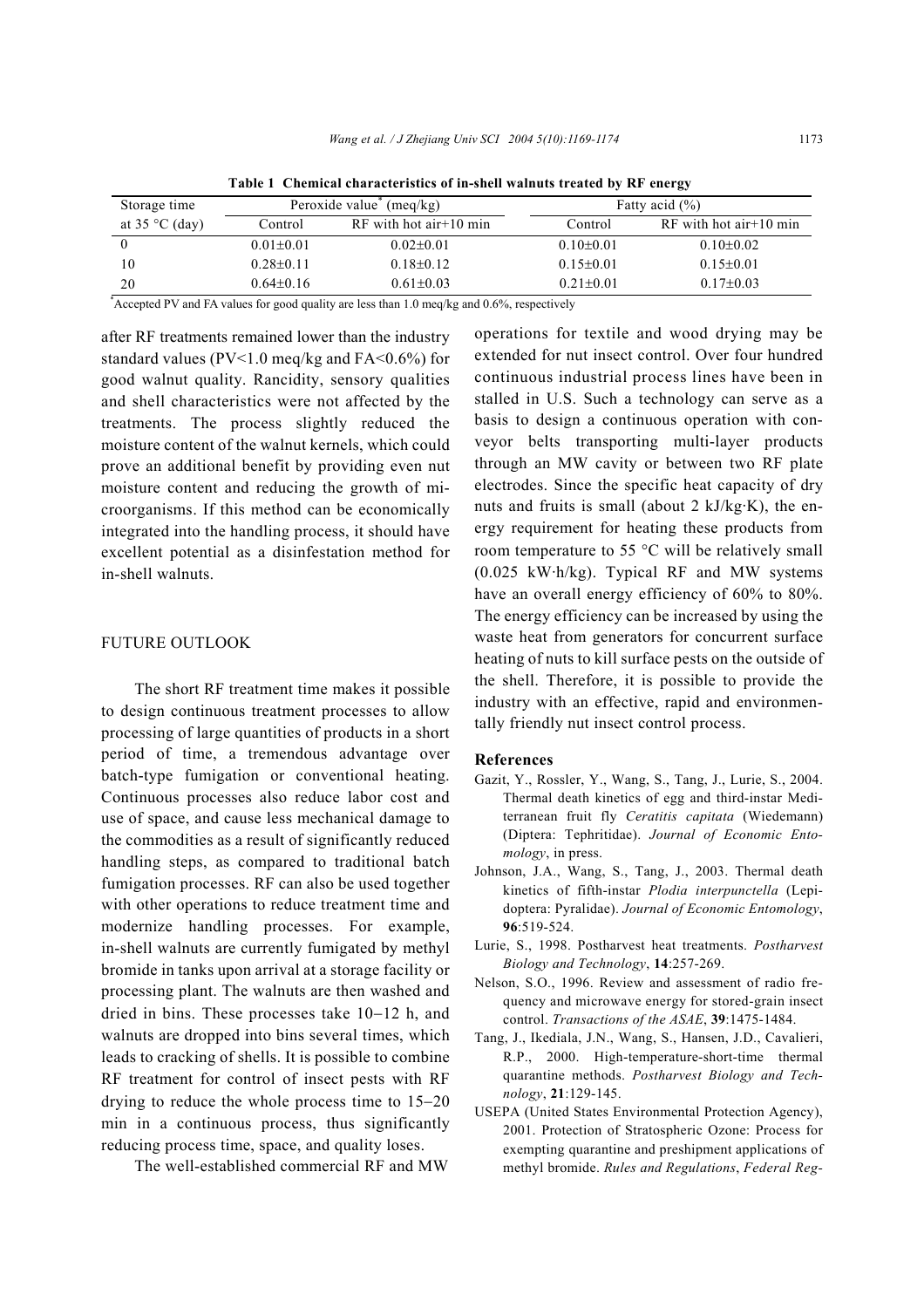**Table 1 Chemical characteristics of in-shell walnuts treated by RF energy**

| Storage time at 35 °C (day) | Peroxide value* (meq/kg) | | Fatty acid (%) | |
|---|---|---|---|---|
| | Control | RF with hot air+10 min | Control | RF with hot air+10 min |
| 0 | 0.01±0.01 | 0.02±0.01 | 0.10±0.01 | 0.10±0.02 |
| 10 | 0.28±0.11 | 0.18±0.12 | 0.15±0.01 | 0.15±0.01 |
| 20 | 0.64±0.16 | 0.61±0.03 | 0.21±0.01 | 0.17±0.03 |

*Accepted PV and FA values for good quality are less than 1.0 meq/kg and 0.6%, respectively

after RF treatments remained lower than the industry standard values (PV<1.0 meq/kg and FA<0.6%) for good walnut quality. Rancidity, sensory qualities and shell characteristics were not affected by the treatments. The process slightly reduced the moisture content of the walnut kernels, which could prove an additional benefit by providing even nut moisture content and reducing the growth of microorganisms. If this method can be economically integrated into the handling process, it should have excellent potential as a disinfestation method for in-shell walnuts.

## FUTURE OUTLOOK

The short RF treatment time makes it possible to design continuous treatment processes to allow processing of large quantities of products in a short period of time, a tremendous advantage over batch-type fumigation or conventional heating. Continuous processes also reduce labor cost and use of space, and cause less mechanical damage to the commodities as a result of significantly reduced handling steps, as compared to traditional batch fumigation processes. RF can also be used together with other operations to reduce treatment time and modernize handling processes. For example, in-shell walnuts are currently fumigated by methyl bromide in tanks upon arrival at a storage facility or processing plant. The walnuts are then washed and dried in bins. These processes take 10−12 h, and walnuts are dropped into bins several times, which leads to cracking of shells. It is possible to combine RF treatment for control of insect pests with RF drying to reduce the whole process time to 15−20 min in a continuous process, thus significantly reducing process time, space, and quality loses.

The well-established commercial RF and MW operations for textile and wood drying may be extended for nut insect control. Over four hundred continuous industrial process lines have been installed in U.S. Such a technology can serve as a basis to design a continuous operation with conveyor belts transporting multi-layer products through an MW cavity or between two RF plate electrodes. Since the specific heat capacity of dry nuts and fruits is small (about 2 kJ/kg·K), the energy requirement for heating these products from room temperature to 55 °C will be relatively small (0.025 kW·h/kg). Typical RF and MW systems have an overall energy efficiency of 60% to 80%. The energy efficiency can be increased by using the waste heat from generators for concurrent surface heating of nuts to kill surface pests on the outside of the shell. Therefore, it is possible to provide the industry with an effective, rapid and environmentally friendly nut insect control process.

### References

Gazit, Y., Rossler, Y., Wang, S., Tang, J., Lurie, S., 2004. Thermal death kinetics of egg and third-instar Mediterranean fruit fly *Ceratitis capitata* (Wiedemann) (Diptera: Tephritidae). *Journal of Economic Entomology*, in press.

Johnson, J.A., Wang, S., Tang, J., 2003. Thermal death kinetics of fifth-instar *Plodia interpunctella* (Lepidoptera: Pyralidae). *Journal of Economic Entomology*, **96**:519-524.

Lurie, S., 1998. Postharvest heat treatments. *Postharvest Biology and Technology*, **14**:257-269.

Nelson, S.O., 1996. Review and assessment of radio frequency and microwave energy for stored-grain insect control. *Transactions of the ASAE*, **39**:1475-1484.

Tang, J., Ikediala, J.N., Wang, S., Hansen, J.D., Cavalieri, R.P., 2000. High-temperature-short-time thermal quarantine methods. *Postharvest Biology and Technology*, **21**:129-145.

USEPA (United States Environmental Protection Agency), 2001. Protection of Stratospheric Ozone: Process for exempting quarantine and preshipment applications of methyl bromide. *Rules and Regulations*, *Federal Reg-*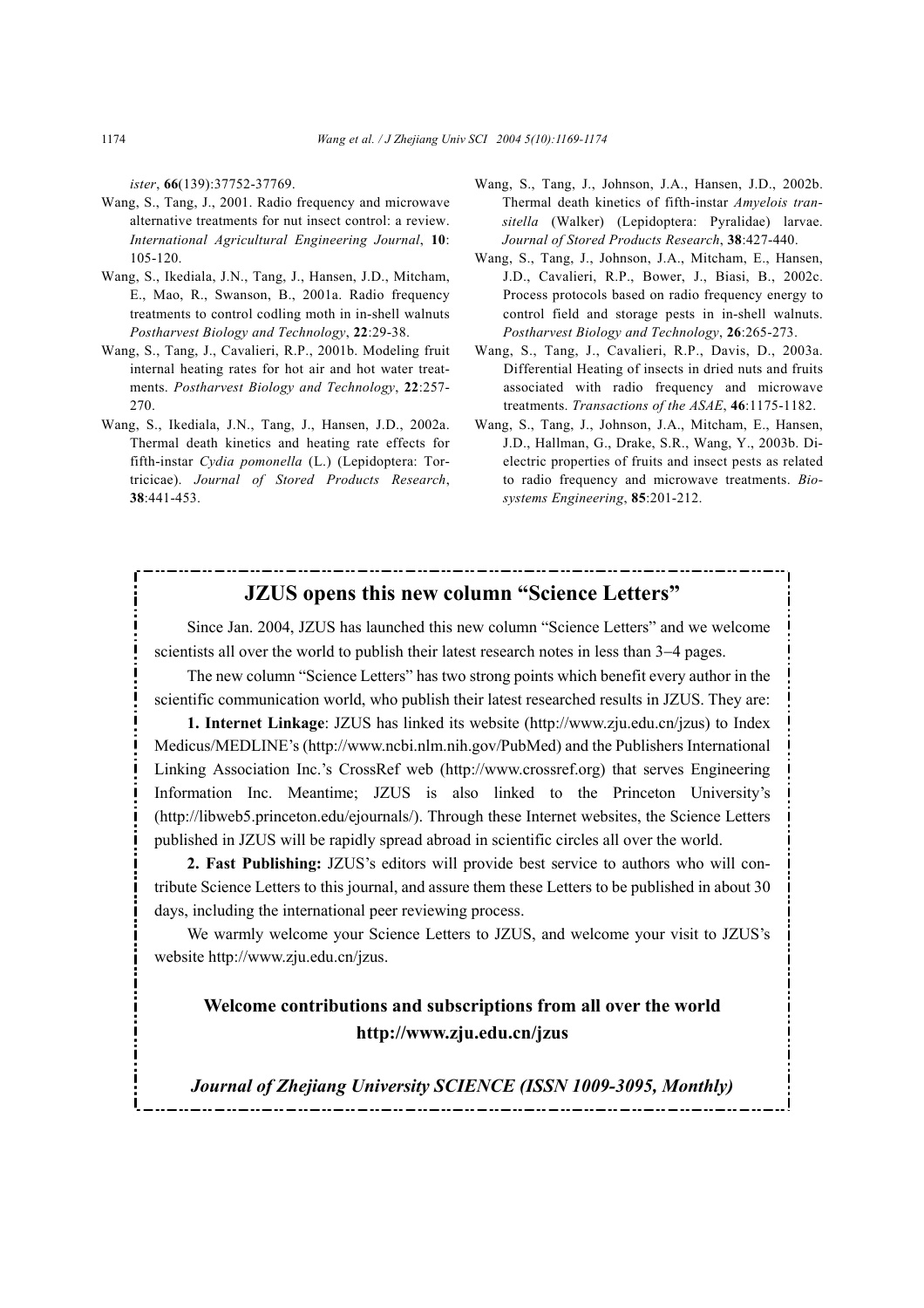*ister*, **66**(139):37752-37769.

Wang, S., Tang, J., 2001. Radio frequency and microwave alternative treatments for nut insect control: a review. *International Agricultural Engineering Journal*, **10**: 105-120.

Wang, S., Ikediala, J.N., Tang, J., Hansen, J.D., Mitcham, E., Mao, R., Swanson, B., 2001a. Radio frequency treatments to control codling moth in in-shell walnuts *Postharvest Biology and Technology*, **22**:29-38.

Wang, S., Tang, J., Cavalieri, R.P., 2001b. Modeling fruit internal heating rates for hot air and hot water treatments. *Postharvest Biology and Technology*, **22**:257-270.

Wang, S., Ikediala, J.N., Tang, J., Hansen, J.D., 2002a. Thermal death kinetics and heating rate effects for fifth-instar *Cydia pomonella* (L.) (Lepidoptera: Tortricicae). *Journal of Stored Products Research*, **38**:441-453.

Wang, S., Tang, J., Johnson, J.A., Hansen, J.D., 2002b. Thermal death kinetics of fifth-instar *Amyelois transitella* (Walker) (Lepidoptera: Pyralidae) larvae. *Journal of Stored Products Research*, **38**:427-440.

Wang, S., Tang, J., Johnson, J.A., Mitcham, E., Hansen, J.D., Cavalieri, R.P., Bower, J., Biasi, B., 2002c. Process protocols based on radio frequency energy to control field and storage pests in in-shell walnuts. *Postharvest Biology and Technology*, **26**:265-273.

Wang, S., Tang, J., Cavalieri, R.P., Davis, D., 2003a. Differential Heating of insects in dried nuts and fruits associated with radio frequency and microwave treatments. *Transactions of the ASAE*, **46**:1175-1182.

Wang, S., Tang, J., Johnson, J.A., Mitcham, E., Hansen, J.D., Hallman, G., Drake, S.R., Wang, Y., 2003b. Dielectric properties of fruits and insect pests as related to radio frequency and microwave treatments. *Biosystems Engineering*, **85**:201-212.

## JZUS opens this new column "Science Letters"

Since Jan. 2004, JZUS has launched this new column "Science Letters" and we welcome scientists all over the world to publish their latest research notes in less than 3−4 pages.

The new column "Science Letters" has two strong points which benefit every author in the scientific communication world, who publish their latest researched results in JZUS. They are:

**1. Internet Linkage**: JZUS has linked its website (http://www.zju.edu.cn/jzus) to Index Medicus/MEDLINE's (http://www.ncbi.nlm.nih.gov/PubMed) and the Publishers International Linking Association Inc.'s CrossRef web (http://www.crossref.org) that serves Engineering Information Inc. Meantime; JZUS is also linked to the Princeton University's (http://libweb5.princeton.edu/ejournals/). Through these Internet websites, the Science Letters published in JZUS will be rapidly spread abroad in scientific circles all over the world.

**2. Fast Publishing:** JZUS's editors will provide best service to authors who will contribute Science Letters to this journal, and assure them these Letters to be published in about 30 days, including the international peer reviewing process.

We warmly welcome your Science Letters to JZUS, and welcome your visit to JZUS's website http://www.zju.edu.cn/jzus.

**Welcome contributions and subscriptions from all over the world**
**http://www.zju.edu.cn/jzus**

***Journal of Zhejiang University SCIENCE (ISSN 1009-3095, Monthly)***